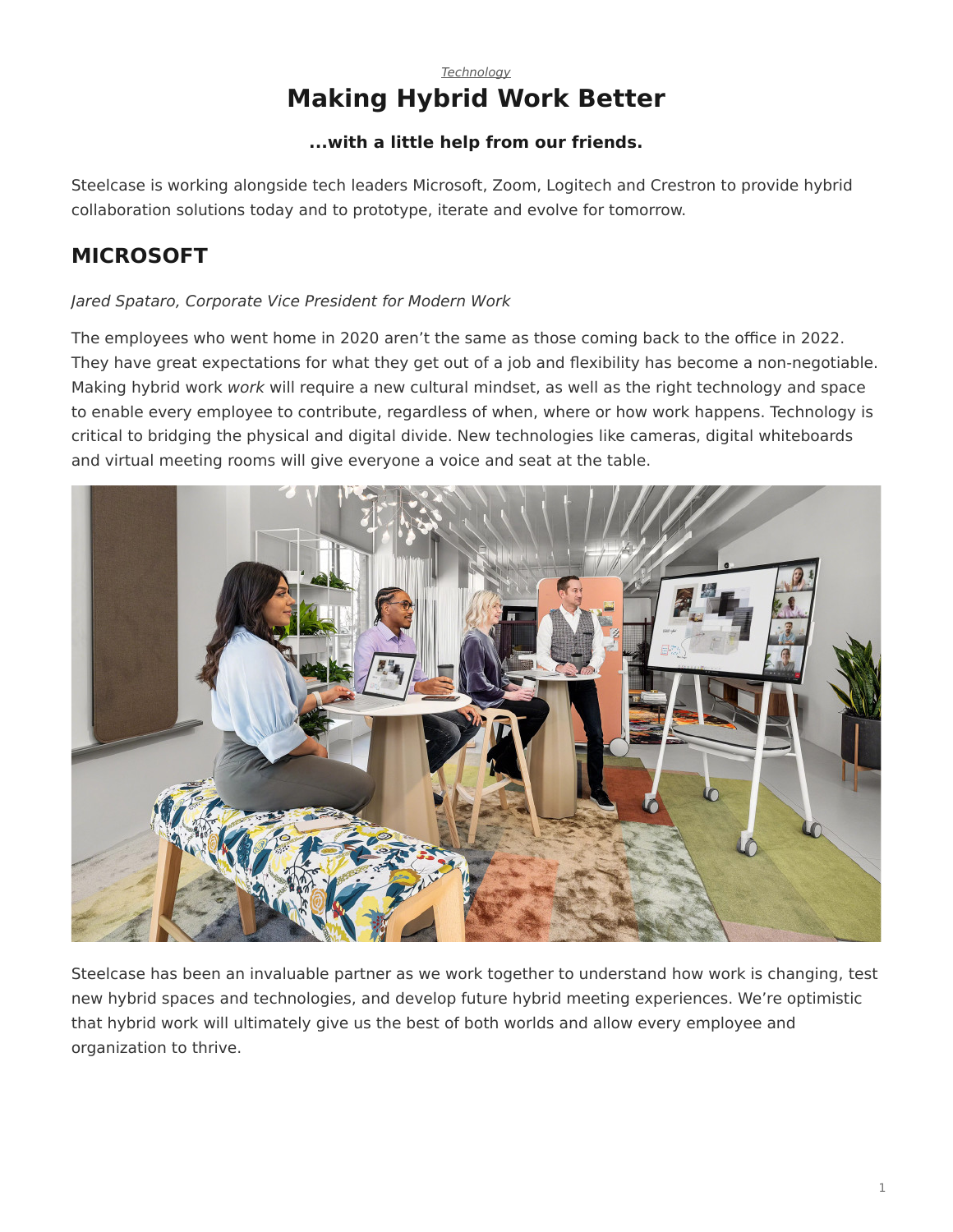*Technology*

# Making Hybrid Work Better

**...with a little help from our friends.**

Steelcase is working alongside tech leaders Microsoft, Zoom, Logitech and Crestron to provide hybrid collaboration solutions today and to prototype, iterate and evolve for tomorrow.

## MICROSOFT

*Jared Spataro, Corporate Vice President for Modern Work*

The employees who went home in 2020 aren't the same as those coming back to the office in 2022. They have great expectations for what they get out of a job and flexibility has become a non-negotiable. Making hybrid work *work* will require a new cultural mindset, as well as the right technology and space to enable every employee to contribute, regardless of when, where or how work happens. Technology is critical to bridging the physical and digital divide. New technologies like cameras, digital whiteboards and virtual meeting rooms will give everyone a voice and seat at the table.

Steelcase has been an invaluable partner as we work together to understand how work is changing, test new hybrid spaces and technologies, and develop future hybrid meeting experiences. We're optimistic that hybrid work will ultimately give us the best of both worlds and allow every employee and organization to thrive.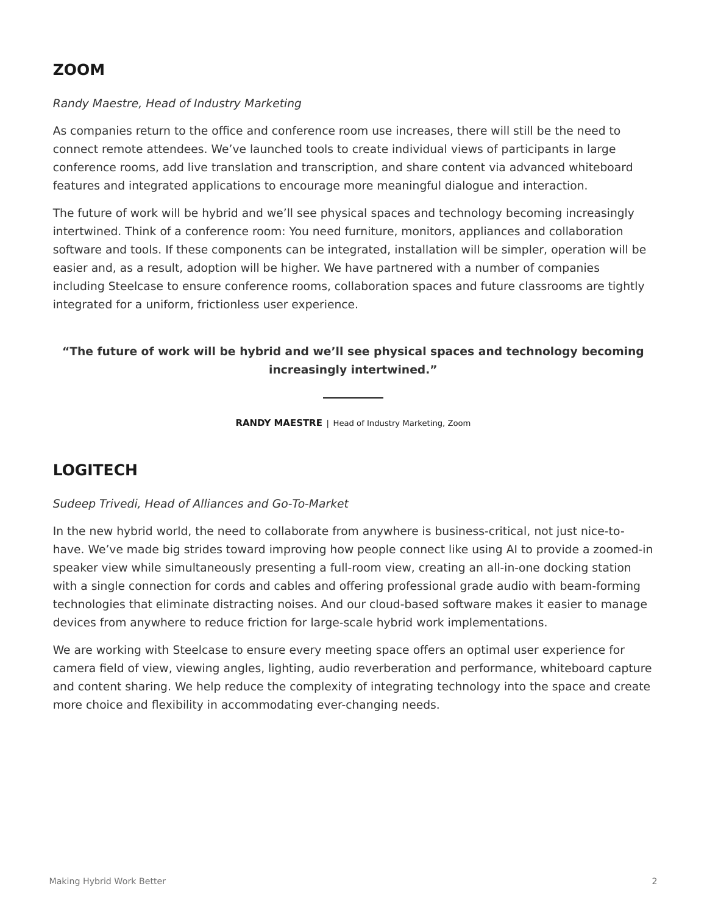## ZOOM

*Randy Maestre, Head of Industry Marketing*

As companies return to the office and conference room use increases, there will still be the need to connect remote attendees. We've launched tools to create individual views of participants in large conference rooms, add live translation and transcription, and share content via advanced whiteboard features and integrated applications to encourage more meaningful dialogue and interaction.

The future of work will be hybrid and we'll see physical spaces and technology becoming increasingly intertwined. Think of a conference room: You need furniture, monitors, appliances and collaboration software and tools. If these components can be integrated, installation will be simpler, operation will be easier and, as a result, adoption will be higher. We have partnered with a number of companies including Steelcase to ensure conference rooms, collaboration spaces and future classrooms are tightly integrated for a uniform, frictionless user experience.

> **"The future of work will be hybrid and we'll see physical spaces and technology becoming increasingly intertwined."**
>
> **RANDY MAESTRE** | Head of Industry Marketing, Zoom

## LOGITECH

*Sudeep Trivedi, Head of Alliances and Go-To-Market*

In the new hybrid world, the need to collaborate from anywhere is business-critical, not just nice-to-have. We've made big strides toward improving how people connect like using AI to provide a zoomed-in speaker view while simultaneously presenting a full-room view, creating an all-in-one docking station with a single connection for cords and cables and offering professional grade audio with beam-forming technologies that eliminate distracting noises. And our cloud-based software makes it easier to manage devices from anywhere to reduce friction for large-scale hybrid work implementations.

We are working with Steelcase to ensure every meeting space offers an optimal user experience for camera field of view, viewing angles, lighting, audio reverberation and performance, whiteboard capture and content sharing. We help reduce the complexity of integrating technology into the space and create more choice and flexibility in accommodating ever-changing needs.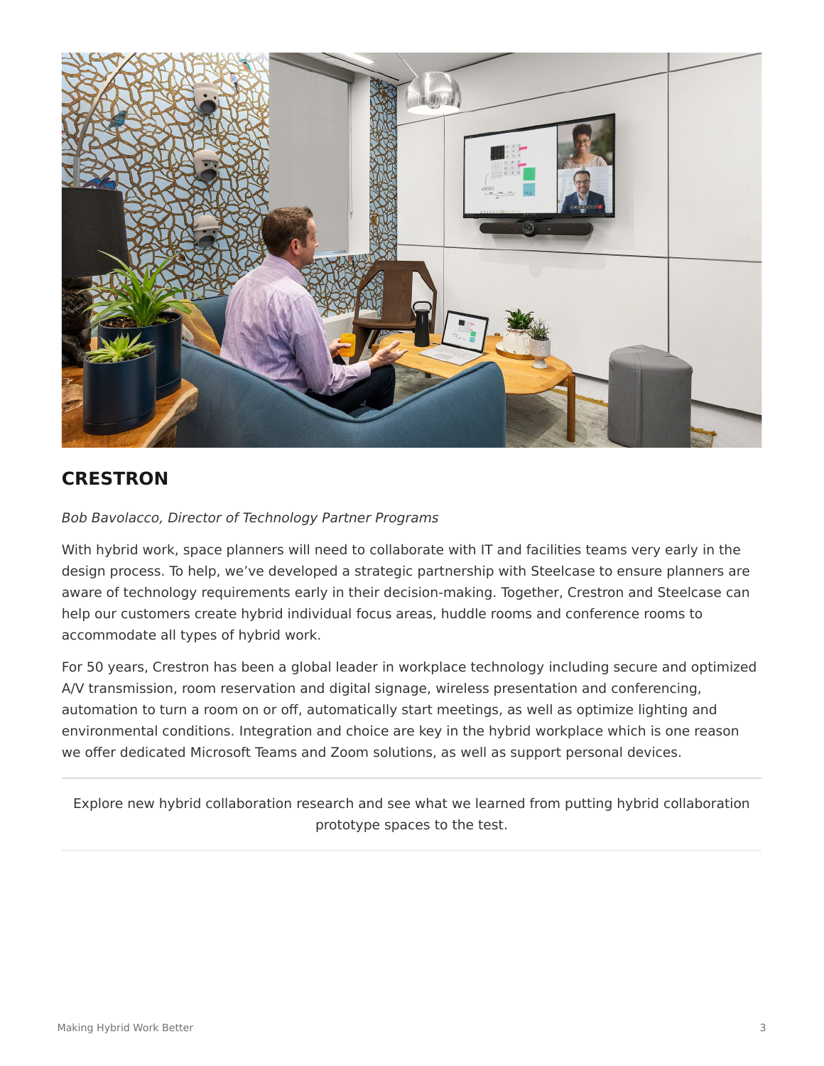## CRESTRON

*Bob Bavolacco, Director of Technology Partner Programs*

With hybrid work, space planners will need to collaborate with IT and facilities teams very early in the design process. To help, we've developed a strategic partnership with Steelcase to ensure planners are aware of technology requirements early in their decision-making. Together, Crestron and Steelcase can help our customers create hybrid individual focus areas, huddle rooms and conference rooms to accommodate all types of hybrid work.

For 50 years, Crestron has been a global leader in workplace technology including secure and optimized A/V transmission, room reservation and digital signage, wireless presentation and conferencing, automation to turn a room on or off, automatically start meetings, as well as optimize lighting and environmental conditions. Integration and choice are key in the hybrid workplace which is one reason we offer dedicated Microsoft Teams and Zoom solutions, as well as support personal devices.

---

Explore new hybrid collaboration research and see what we learned from putting hybrid collaboration prototype spaces to the test.

---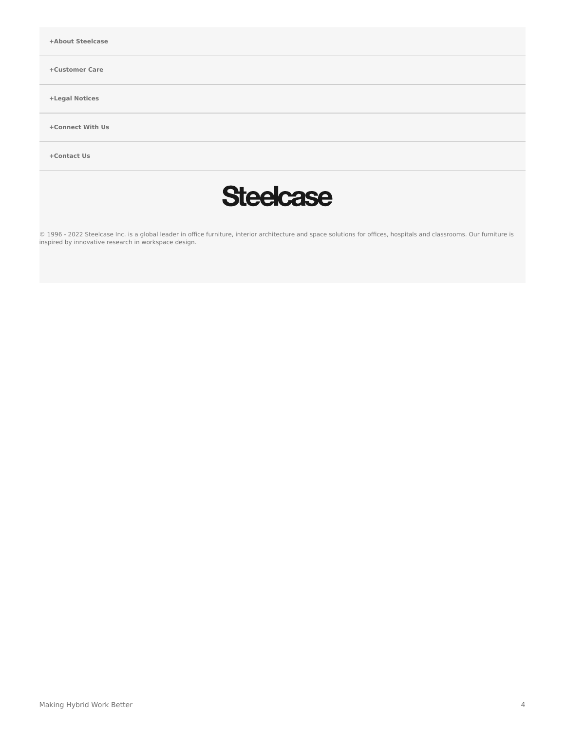+About Steelcase

+Customer Care

+Legal Notices

+Connect With Us

+Contact Us

Steelcase

© 1996 - 2022 Steelcase Inc. is a global leader in office furniture, interior architecture and space solutions for offices, hospitals and classrooms. Our furniture is inspired by innovative research in workspace design.